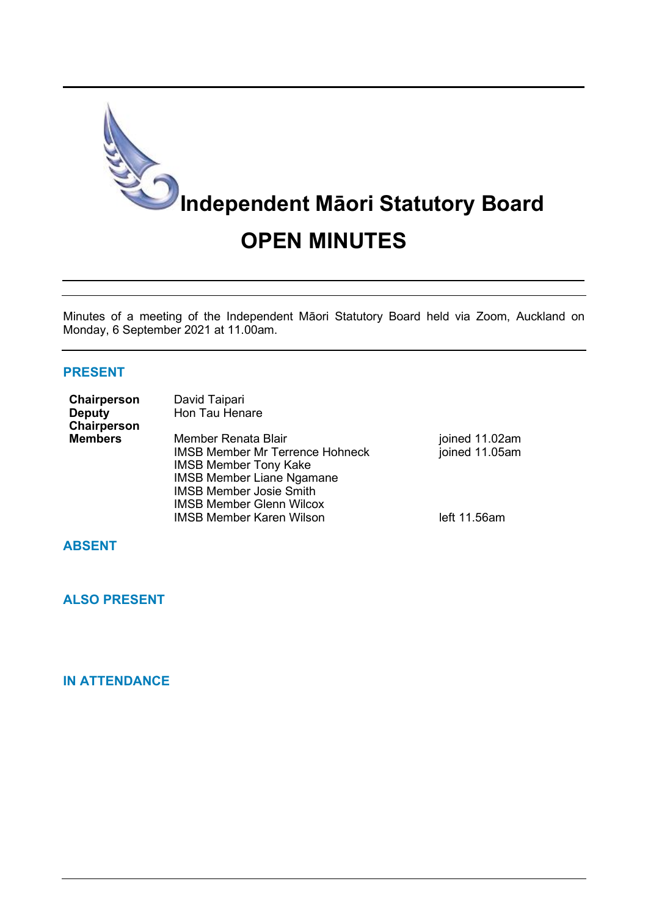# Independent Māori Statutory Board

# OPEN MINUTES

Minutes of a meeting of the Independent Māori Statutory Board held via Zoom, Auckland on Monday, 6 September 2021 at 11.00am.

## PRESENT

| | | |
|---|---|---|
| **Chairperson** | David Taipari | |
| **Deputy Chairperson** | Hon Tau Henare | |
| **Members** | Member Renata Blair | joined 11.02am |
| | IMSB Member Mr Terrence Hohneck | joined 11.05am |
| | IMSB Member Tony Kake | |
| | IMSB Member Liane Ngamane | |
| | IMSB Member Josie Smith | |
| | IMSB Member Glenn Wilcox | |
| | IMSB Member Karen Wilson | left 11.56am |

## ABSENT

## ALSO PRESENT

## IN ATTENDANCE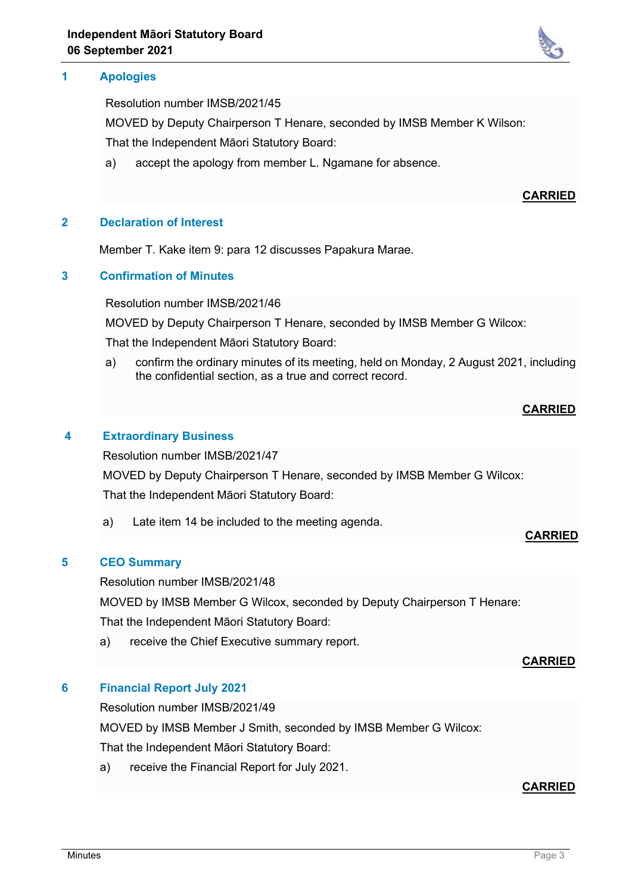## 1 Apologies

Resolution number IMSB/2021/45

MOVED by Deputy Chairperson T Henare, seconded by IMSB Member K Wilson:

That the Independent Māori Statutory Board:

a) accept the apology from member L. Ngamane for absence.

**CARRIED**

## 2 Declaration of Interest

Member T. Kake item 9: para 12 discusses Papakura Marae.

## 3 Confirmation of Minutes

Resolution number IMSB/2021/46

MOVED by Deputy Chairperson T Henare, seconded by IMSB Member G Wilcox:

That the Independent Māori Statutory Board:

a) confirm the ordinary minutes of its meeting, held on Monday, 2 August 2021, including the confidential section, as a true and correct record.

**CARRIED**

## 4 Extraordinary Business

Resolution number IMSB/2021/47

MOVED by Deputy Chairperson T Henare, seconded by IMSB Member G Wilcox:

That the Independent Māori Statutory Board:

a) Late item 14 be included to the meeting agenda.

**CARRIED**

## 5 CEO Summary

Resolution number IMSB/2021/48

MOVED by IMSB Member G Wilcox, seconded by Deputy Chairperson T Henare:

That the Independent Māori Statutory Board:

a) receive the Chief Executive summary report.

**CARRIED**

## 6 Financial Report July 2021

Resolution number IMSB/2021/49

MOVED by IMSB Member J Smith, seconded by IMSB Member G Wilcox:

That the Independent Māori Statutory Board:

a) receive the Financial Report for July 2021.

**CARRIED**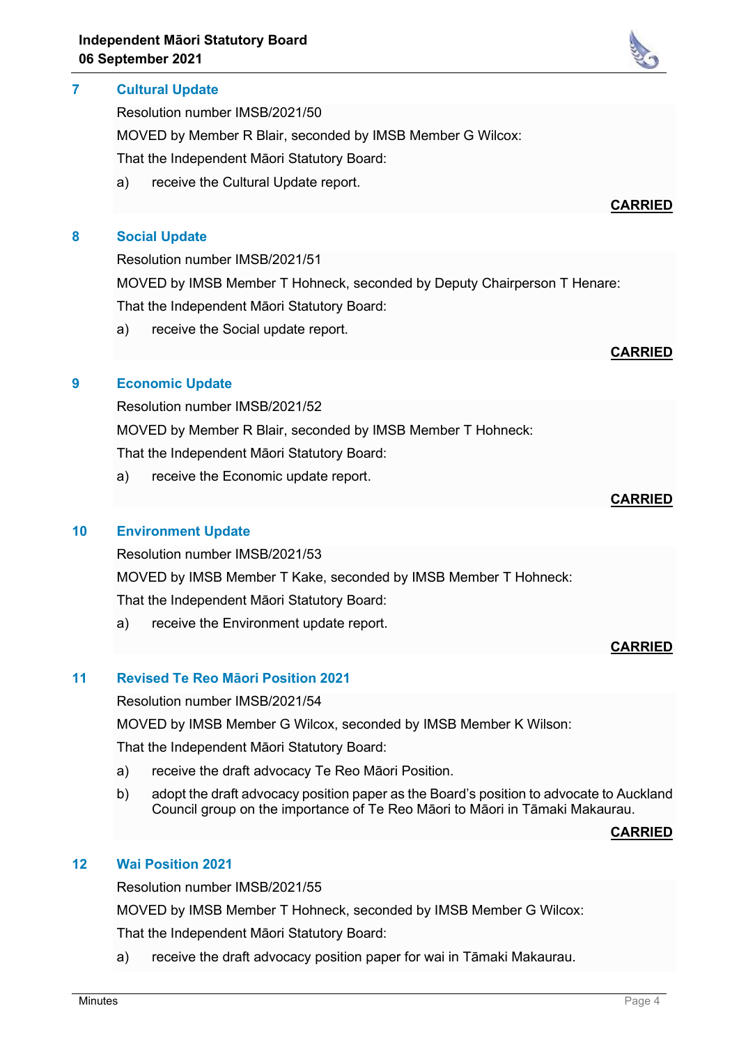## 7 Cultural Update

Resolution number IMSB/2021/50

MOVED by Member R Blair, seconded by IMSB Member G Wilcox:

That the Independent Māori Statutory Board:

a) receive the Cultural Update report.

**CARRIED**

## 8 Social Update

Resolution number IMSB/2021/51

MOVED by IMSB Member T Hohneck, seconded by Deputy Chairperson T Henare:

That the Independent Māori Statutory Board:

a) receive the Social update report.

**CARRIED**

## 9 Economic Update

Resolution number IMSB/2021/52

MOVED by Member R Blair, seconded by IMSB Member T Hohneck:

That the Independent Māori Statutory Board:

a) receive the Economic update report.

**CARRIED**

## 10 Environment Update

Resolution number IMSB/2021/53

MOVED by IMSB Member T Kake, seconded by IMSB Member T Hohneck:

That the Independent Māori Statutory Board:

a) receive the Environment update report.

**CARRIED**

## 11 Revised Te Reo Māori Position 2021

Resolution number IMSB/2021/54

MOVED by IMSB Member G Wilcox, seconded by IMSB Member K Wilson:

That the Independent Māori Statutory Board:

a) receive the draft advocacy Te Reo Māori Position.

b) adopt the draft advocacy position paper as the Board's position to advocate to Auckland Council group on the importance of Te Reo Māori to Māori in Tāmaki Makaurau.

**CARRIED**

## 12 Wai Position 2021

Resolution number IMSB/2021/55

MOVED by IMSB Member T Hohneck, seconded by IMSB Member G Wilcox:

That the Independent Māori Statutory Board:

a) receive the draft advocacy position paper for wai in Tāmaki Makaurau.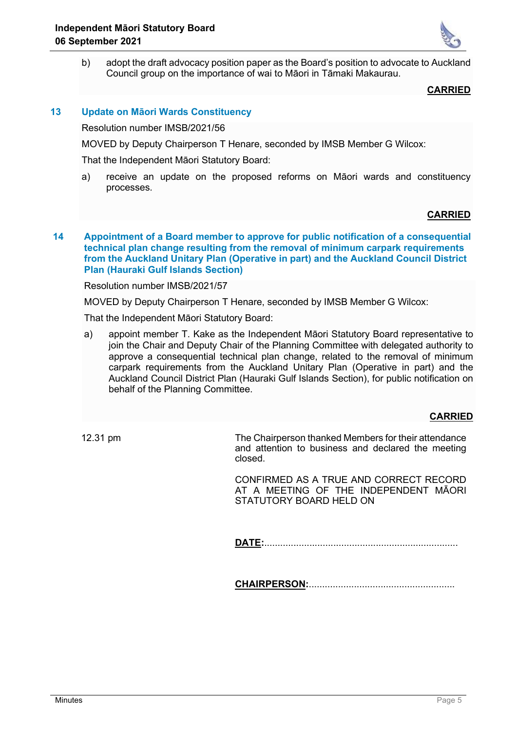b) adopt the draft advocacy position paper as the Board's position to advocate to Auckland Council group on the importance of wai to Māori in Tāmaki Makaurau.

**CARRIED**

## 13 Update on Māori Wards Constituency

Resolution number IMSB/2021/56

MOVED by Deputy Chairperson T Henare, seconded by IMSB Member G Wilcox:

That the Independent Māori Statutory Board:

a) receive an update on the proposed reforms on Māori wards and constituency processes.

**CARRIED**

## 14 Appointment of a Board member to approve for public notification of a consequential technical plan change resulting from the removal of minimum carpark requirements from the Auckland Unitary Plan (Operative in part) and the Auckland Council District Plan (Hauraki Gulf Islands Section)

Resolution number IMSB/2021/57

MOVED by Deputy Chairperson T Henare, seconded by IMSB Member G Wilcox:

That the Independent Māori Statutory Board:

a) appoint member T. Kake as the Independent Māori Statutory Board representative to join the Chair and Deputy Chair of the Planning Committee with delegated authority to approve a consequential technical plan change, related to the removal of minimum carpark requirements from the Auckland Unitary Plan (Operative in part) and the Auckland Council District Plan (Hauraki Gulf Islands Section), for public notification on behalf of the Planning Committee.

**CARRIED**

12.31 pm

The Chairperson thanked Members for their attendance and attention to business and declared the meeting closed.

CONFIRMED AS A TRUE AND CORRECT RECORD AT A MEETING OF THE INDEPENDENT MĀORI STATUTORY BOARD HELD ON

**DATE:**.........................................................................

**CHAIRPERSON:**.......................................................